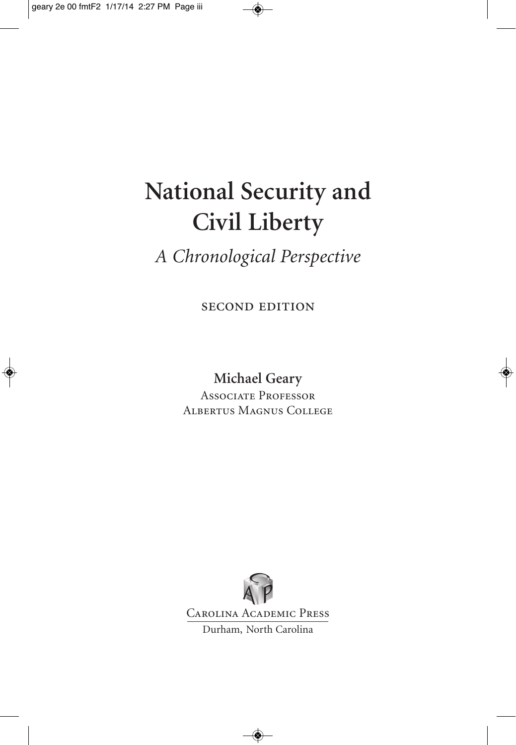# National Security and Civil Liberty

*A Chronological Perspective*

SECOND EDITION

**Michael Geary**

Associate Professor

Albertus Magnus College

Carolina Academic Press

Durham, North Carolina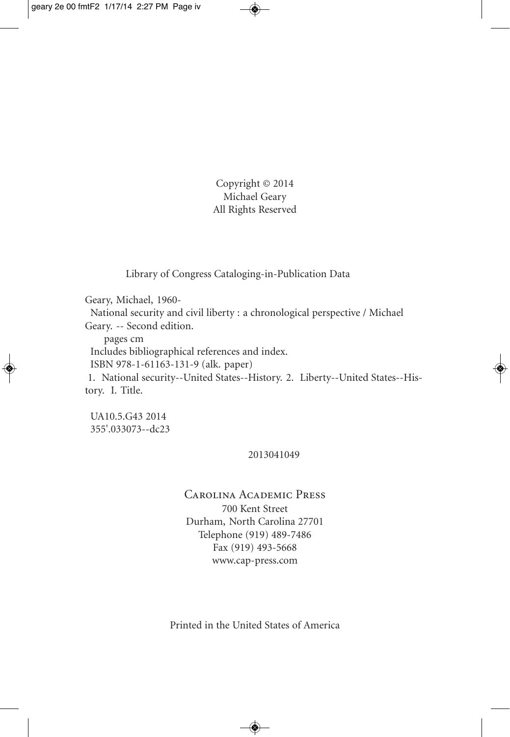Copyright © 2014
Michael Geary
All Rights Reserved

Library of Congress Cataloging-in-Publication Data

Geary, Michael, 1960-
National security and civil liberty : a chronological perspective / Michael Geary. -- Second edition.
pages cm
Includes bibliographical references and index.
ISBN 978-1-61163-131-9 (alk. paper)
1. National security--United States--History. 2. Liberty--United States--History. I. Title.

UA10.5.G43 2014
355'.033073--dc23

2013041049

Carolina Academic Press
700 Kent Street
Durham, North Carolina 27701
Telephone (919) 489-7486
Fax (919) 493-5668
www.cap-press.com

Printed in the United States of America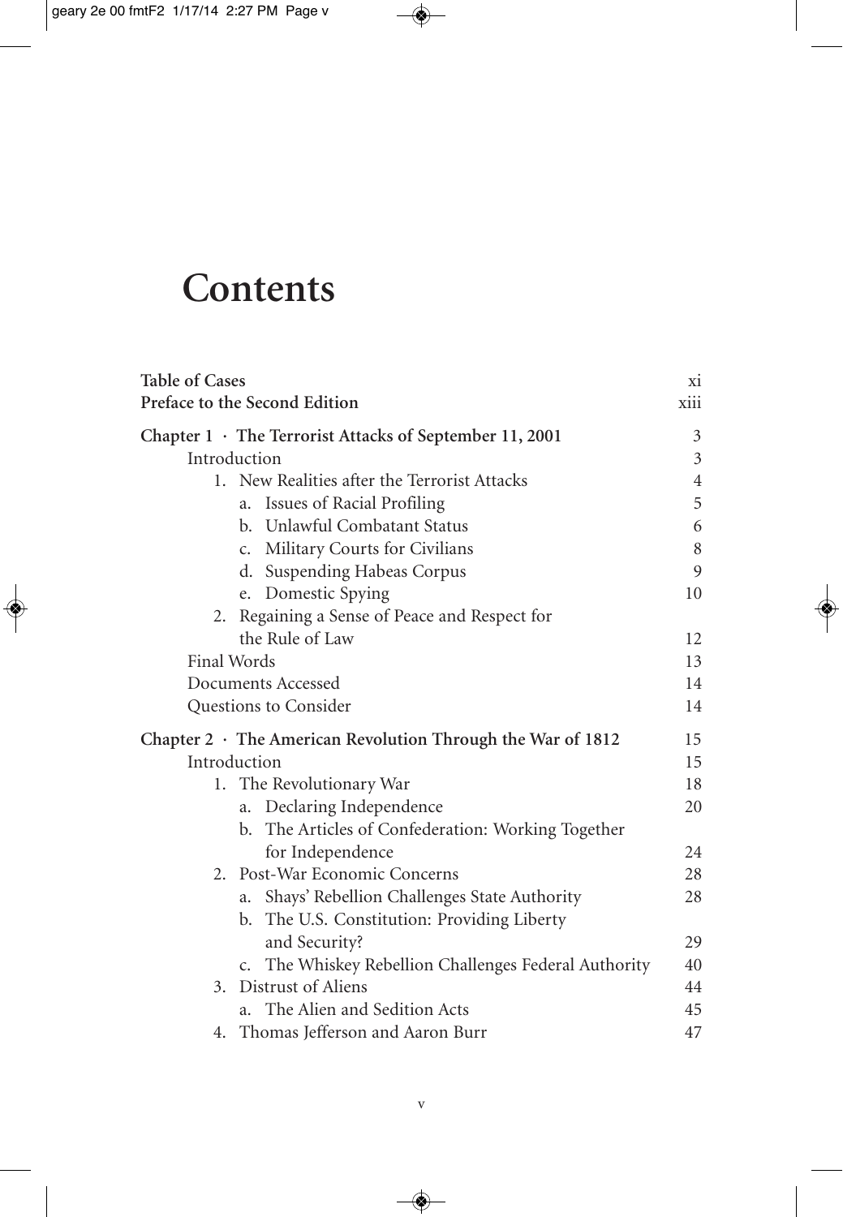# Contents

| | |
|---|---|
| **Table of Cases** | xi |
| **Preface to the Second Edition** | xiii |
| **Chapter 1 · The Terrorist Attacks of September 11, 2001** | 3 |
| Introduction | 3 |
| 1. New Realities after the Terrorist Attacks | 4 |
| a. Issues of Racial Profiling | 5 |
| b. Unlawful Combatant Status | 6 |
| c. Military Courts for Civilians | 8 |
| d. Suspending Habeas Corpus | 9 |
| e. Domestic Spying | 10 |
| 2. Regaining a Sense of Peace and Respect for the Rule of Law | 12 |
| Final Words | 13 |
| Documents Accessed | 14 |
| Questions to Consider | 14 |
| **Chapter 2 · The American Revolution Through the War of 1812** | 15 |
| Introduction | 15 |
| 1. The Revolutionary War | 18 |
| a. Declaring Independence | 20 |
| b. The Articles of Confederation: Working Together for Independence | 24 |
| 2. Post-War Economic Concerns | 28 |
| a. Shays' Rebellion Challenges State Authority | 28 |
| b. The U.S. Constitution: Providing Liberty and Security? | 29 |
| c. The Whiskey Rebellion Challenges Federal Authority | 40 |
| 3. Distrust of Aliens | 44 |
| a. The Alien and Sedition Acts | 45 |
| 4. Thomas Jefferson and Aaron Burr | 47 |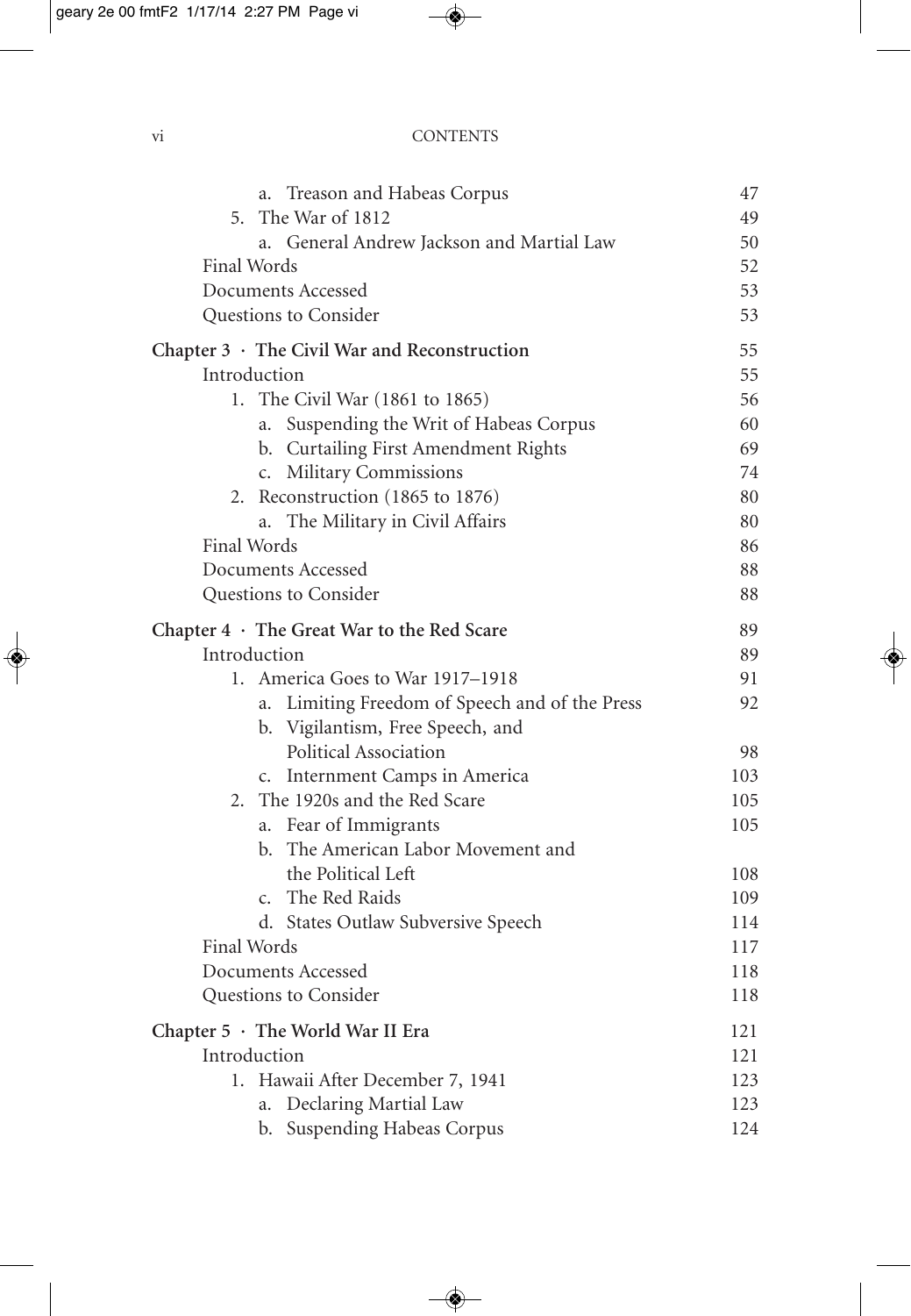a. Treason and Habeas Corpus 47

5. The War of 1812 49

a. General Andrew Jackson and Martial Law 50

Final Words 52

Documents Accessed 53

Questions to Consider 53

**Chapter 3 · The Civil War and Reconstruction** 55

Introduction 55

1. The Civil War (1861 to 1865) 56

a. Suspending the Writ of Habeas Corpus 60

b. Curtailing First Amendment Rights 69

c. Military Commissions 74

2. Reconstruction (1865 to 1876) 80

a. The Military in Civil Affairs 80

Final Words 86

Documents Accessed 88

Questions to Consider 88

**Chapter 4 · The Great War to the Red Scare** 89

Introduction 89

1. America Goes to War 1917–1918 91

a. Limiting Freedom of Speech and of the Press 92

b. Vigilantism, Free Speech, and Political Association 98

c. Internment Camps in America 103

2. The 1920s and the Red Scare 105

a. Fear of Immigrants 105

b. The American Labor Movement and the Political Left 108

c. The Red Raids 109

d. States Outlaw Subversive Speech 114

Final Words 117

Documents Accessed 118

Questions to Consider 118

**Chapter 5 · The World War II Era** 121

Introduction 121

1. Hawaii After December 7, 1941 123

a. Declaring Martial Law 123

b. Suspending Habeas Corpus 124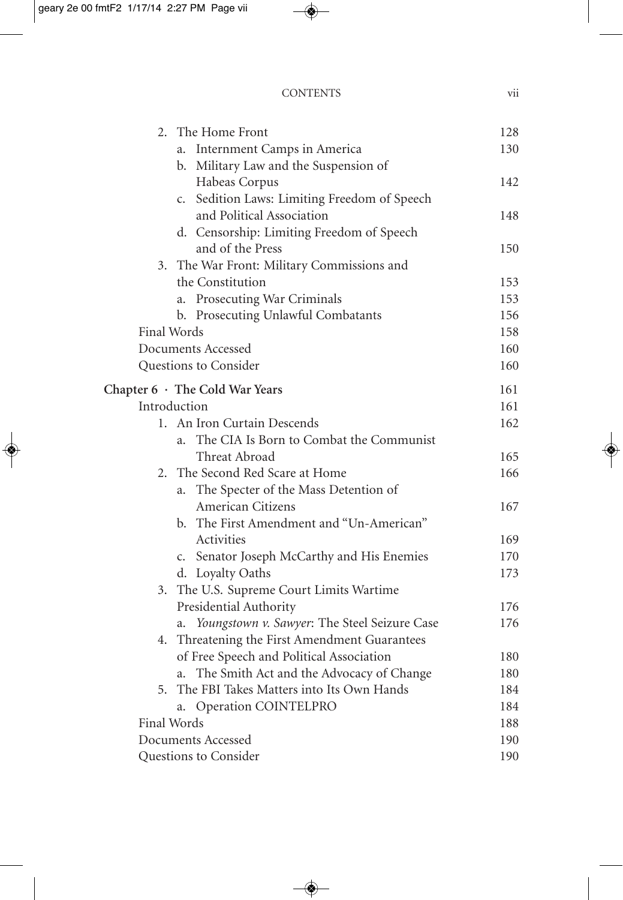| | |
|---|---|
| 2. The Home Front | 128 |
| a. Internment Camps in America | 130 |
| b. Military Law and the Suspension of Habeas Corpus | 142 |
| c. Sedition Laws: Limiting Freedom of Speech and Political Association | 148 |
| d. Censorship: Limiting Freedom of Speech and of the Press | 150 |
| 3. The War Front: Military Commissions and the Constitution | 153 |
| a. Prosecuting War Criminals | 153 |
| b. Prosecuting Unlawful Combatants | 156 |
| Final Words | 158 |
| Documents Accessed | 160 |
| Questions to Consider | 160 |
| **Chapter 6 · The Cold War Years** | 161 |
| Introduction | 161 |
| 1. An Iron Curtain Descends | 162 |
| a. The CIA Is Born to Combat the Communist Threat Abroad | 165 |
| 2. The Second Red Scare at Home | 166 |
| a. The Specter of the Mass Detention of American Citizens | 167 |
| b. The First Amendment and "Un-American" Activities | 169 |
| c. Senator Joseph McCarthy and His Enemies | 170 |
| d. Loyalty Oaths | 173 |
| 3. The U.S. Supreme Court Limits Wartime Presidential Authority | 176 |
| a. *Youngstown v. Sawyer*: The Steel Seizure Case | 176 |
| 4. Threatening the First Amendment Guarantees of Free Speech and Political Association | 180 |
| a. The Smith Act and the Advocacy of Change | 180 |
| 5. The FBI Takes Matters into Its Own Hands | 184 |
| a. Operation COINTELPRO | 184 |
| Final Words | 188 |
| Documents Accessed | 190 |
| Questions to Consider | 190 |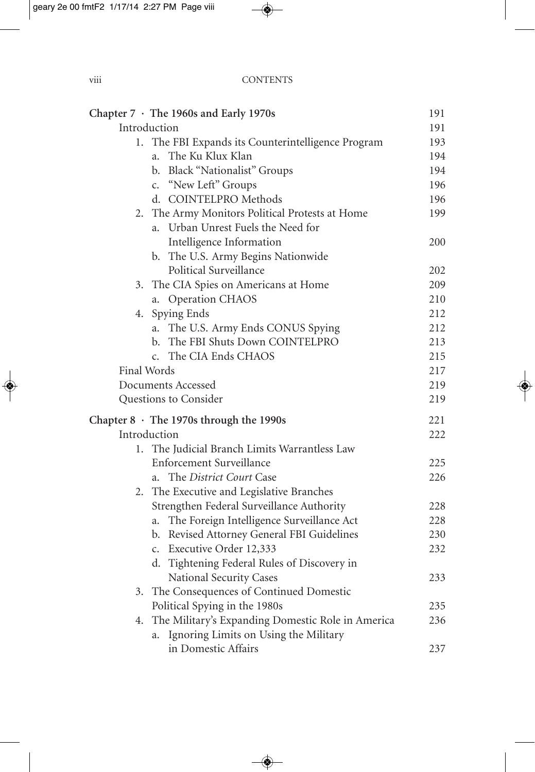| | |
|---|---|
| **Chapter 7 · The 1960s and Early 1970s** | 191 |
| Introduction | 191 |
| 1. The FBI Expands its Counterintelligence Program | 193 |
| a. The Ku Klux Klan | 194 |
| b. Black "Nationalist" Groups | 194 |
| c. "New Left" Groups | 196 |
| d. COINTELPRO Methods | 196 |
| 2. The Army Monitors Political Protests at Home | 199 |
| a. Urban Unrest Fuels the Need for Intelligence Information | 200 |
| b. The U.S. Army Begins Nationwide Political Surveillance | 202 |
| 3. The CIA Spies on Americans at Home | 209 |
| a. Operation CHAOS | 210 |
| 4. Spying Ends | 212 |
| a. The U.S. Army Ends CONUS Spying | 212 |
| b. The FBI Shuts Down COINTELPRO | 213 |
| c. The CIA Ends CHAOS | 215 |
| Final Words | 217 |
| Documents Accessed | 219 |
| Questions to Consider | 219 |
| **Chapter 8 · The 1970s through the 1990s** | 221 |
| Introduction | 222 |
| 1. The Judicial Branch Limits Warrantless Law Enforcement Surveillance | 225 |
| a. The *District Court* Case | 226 |
| 2. The Executive and Legislative Branches Strengthen Federal Surveillance Authority | 228 |
| a. The Foreign Intelligence Surveillance Act | 228 |
| b. Revised Attorney General FBI Guidelines | 230 |
| c. Executive Order 12,333 | 232 |
| d. Tightening Federal Rules of Discovery in National Security Cases | 233 |
| 3. The Consequences of Continued Domestic Political Spying in the 1980s | 235 |
| 4. The Military's Expanding Domestic Role in America | 236 |
| a. Ignoring Limits on Using the Military in Domestic Affairs | 237 |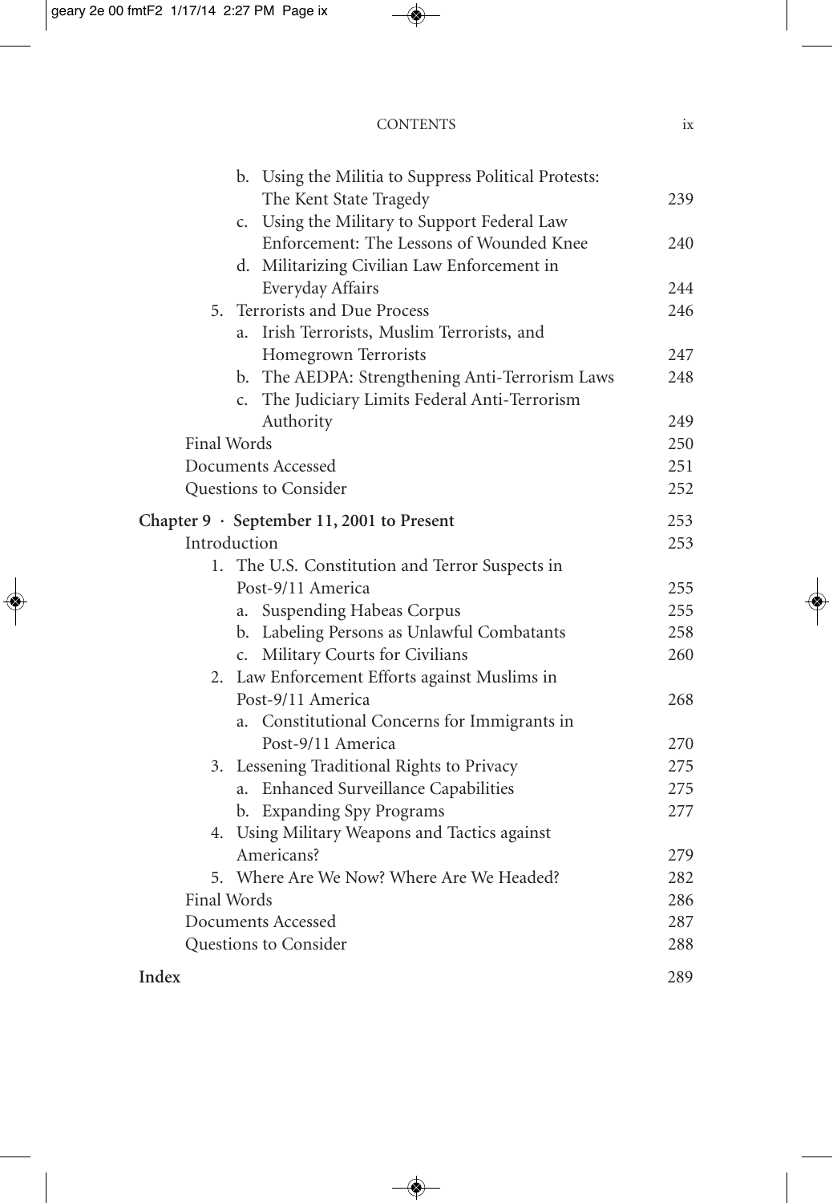b. Using the Militia to Suppress Political Protests: The Kent State Tragedy 239
c. Using the Military to Support Federal Law Enforcement: The Lessons of Wounded Knee 240
d. Militarizing Civilian Law Enforcement in Everyday Affairs 244
5. Terrorists and Due Process 246
a. Irish Terrorists, Muslim Terrorists, and Homegrown Terrorists 247
b. The AEDPA: Strengthening Anti-Terrorism Laws 248
c. The Judiciary Limits Federal Anti-Terrorism Authority 249
Final Words 250
Documents Accessed 251
Questions to Consider 252

**Chapter 9 · September 11, 2001 to Present** 253
Introduction 253
1. The U.S. Constitution and Terror Suspects in Post-9/11 America 255
a. Suspending Habeas Corpus 255
b. Labeling Persons as Unlawful Combatants 258
c. Military Courts for Civilians 260
2. Law Enforcement Efforts against Muslims in Post-9/11 America 268
a. Constitutional Concerns for Immigrants in Post-9/11 America 270
3. Lessening Traditional Rights to Privacy 275
a. Enhanced Surveillance Capabilities 275
b. Expanding Spy Programs 277
4. Using Military Weapons and Tactics against Americans? 279
5. Where Are We Now? Where Are We Headed? 282
Final Words 286
Documents Accessed 287
Questions to Consider 288

**Index** 289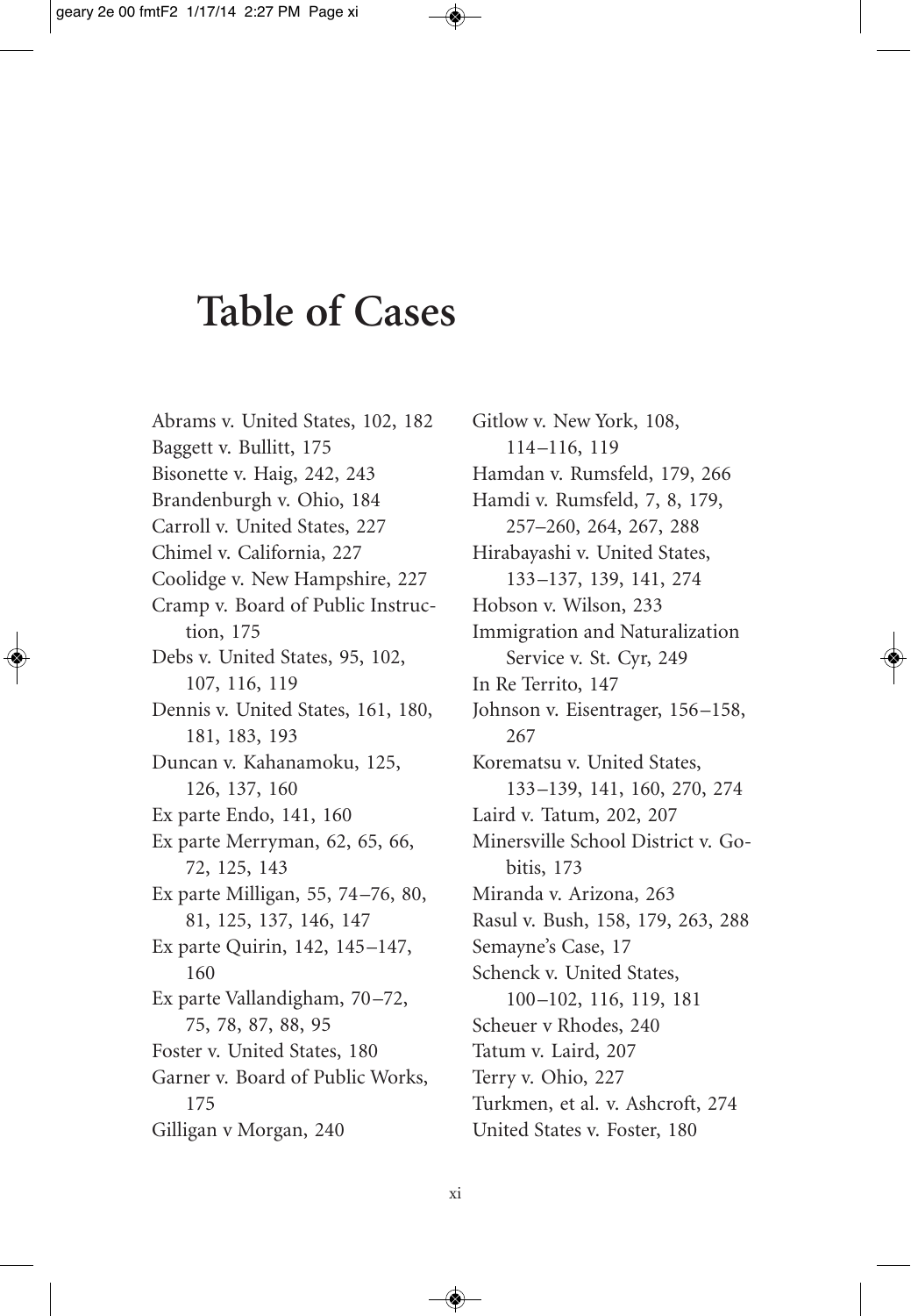# Table of Cases

Abrams v. United States, 102, 182
Baggett v. Bullitt, 175
Bisonette v. Haig, 242, 243
Brandenburgh v. Ohio, 184
Carroll v. United States, 227
Chimel v. California, 227
Coolidge v. New Hampshire, 227
Cramp v. Board of Public Instruction, 175
Debs v. United States, 95, 102, 107, 116, 119
Dennis v. United States, 161, 180, 181, 183, 193
Duncan v. Kahanamoku, 125, 126, 137, 160
Ex parte Endo, 141, 160
Ex parte Merryman, 62, 65, 66, 72, 125, 143
Ex parte Milligan, 55, 74–76, 80, 81, 125, 137, 146, 147
Ex parte Quirin, 142, 145–147, 160
Ex parte Vallandigham, 70–72, 75, 78, 87, 88, 95
Foster v. United States, 180
Garner v. Board of Public Works, 175
Gilligan v Morgan, 240
Gitlow v. New York, 108, 114–116, 119
Hamdan v. Rumsfeld, 179, 266
Hamdi v. Rumsfeld, 7, 8, 179, 257–260, 264, 267, 288
Hirabayashi v. United States, 133–137, 139, 141, 274
Hobson v. Wilson, 233
Immigration and Naturalization Service v. St. Cyr, 249
In Re Territo, 147
Johnson v. Eisentrager, 156–158, 267
Korematsu v. United States, 133–139, 141, 160, 270, 274
Laird v. Tatum, 202, 207
Minersville School District v. Gobitis, 173
Miranda v. Arizona, 263
Rasul v. Bush, 158, 179, 263, 288
Semayne's Case, 17
Schenck v. United States, 100–102, 116, 119, 181
Scheuer v Rhodes, 240
Tatum v. Laird, 207
Terry v. Ohio, 227
Turkmen, et al. v. Ashcroft, 274
United States v. Foster, 180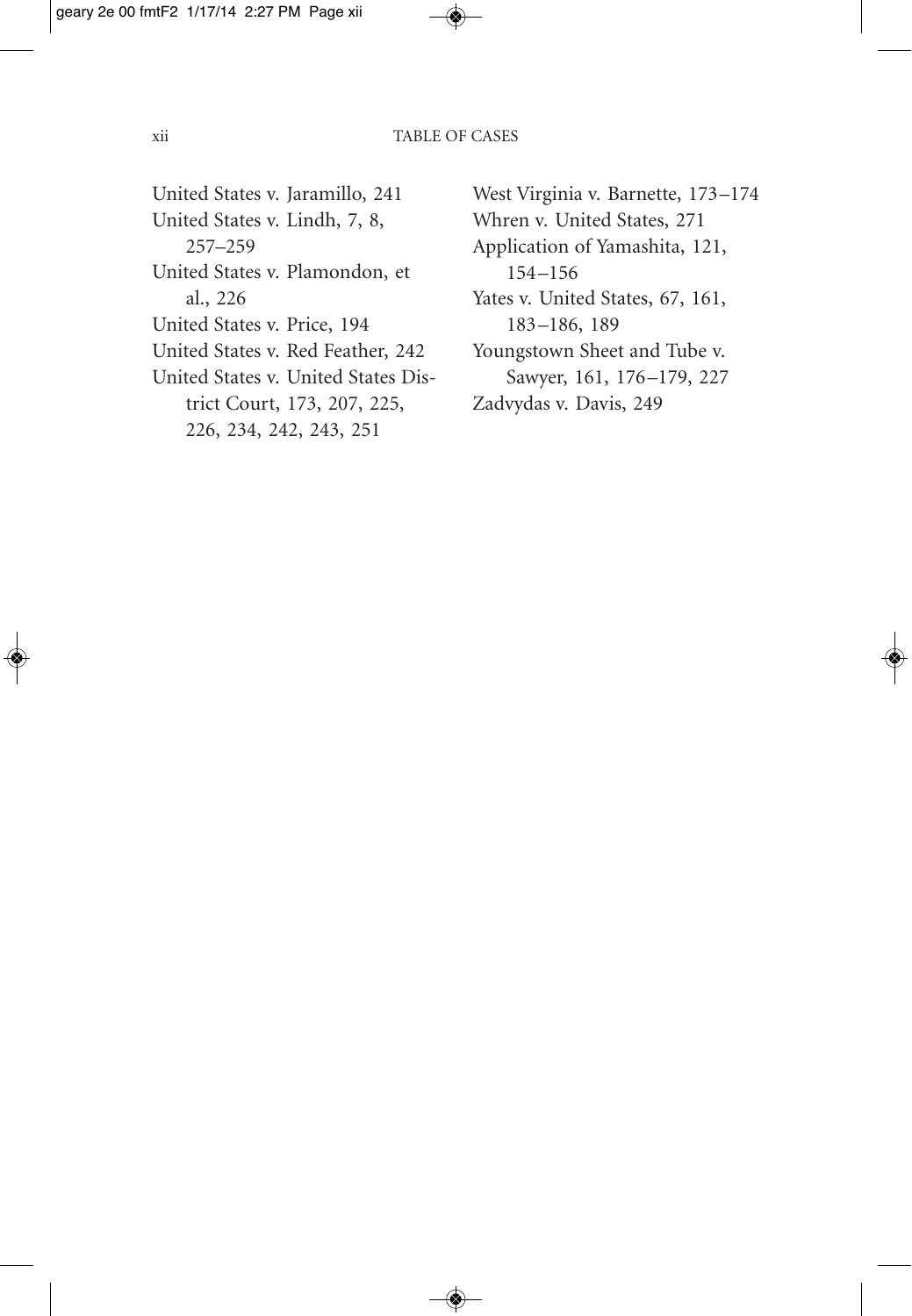United States v. Jaramillo, 241
United States v. Lindh, 7, 8, 257–259
United States v. Plamondon, et al., 226
United States v. Price, 194
United States v. Red Feather, 242
United States v. United States District Court, 173, 207, 225, 226, 234, 242, 243, 251
West Virginia v. Barnette, 173–174
Whren v. United States, 271
Application of Yamashita, 121, 154–156
Yates v. United States, 67, 161, 183–186, 189
Youngstown Sheet and Tube v. Sawyer, 161, 176–179, 227
Zadvydas v. Davis, 249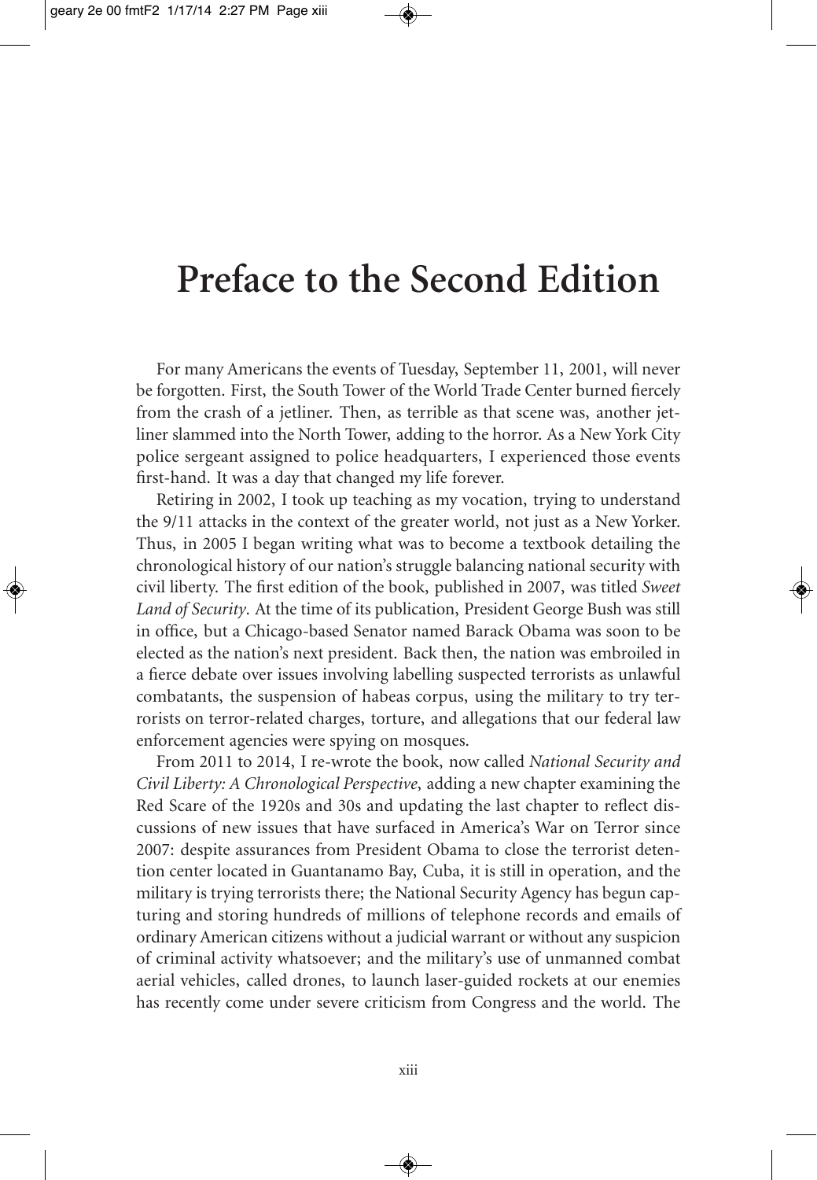# Preface to the Second Edition

For many Americans the events of Tuesday, September 11, 2001, will never be forgotten. First, the South Tower of the World Trade Center burned fiercely from the crash of a jetliner. Then, as terrible as that scene was, another jetliner slammed into the North Tower, adding to the horror. As a New York City police sergeant assigned to police headquarters, I experienced those events first-hand. It was a day that changed my life forever.

Retiring in 2002, I took up teaching as my vocation, trying to understand the 9/11 attacks in the context of the greater world, not just as a New Yorker. Thus, in 2005 I began writing what was to become a textbook detailing the chronological history of our nation's struggle balancing national security with civil liberty. The first edition of the book, published in 2007, was titled *Sweet Land of Security*. At the time of its publication, President George Bush was still in office, but a Chicago-based Senator named Barack Obama was soon to be elected as the nation's next president. Back then, the nation was embroiled in a fierce debate over issues involving labelling suspected terrorists as unlawful combatants, the suspension of habeas corpus, using the military to try terrorists on terror-related charges, torture, and allegations that our federal law enforcement agencies were spying on mosques.

From 2011 to 2014, I re-wrote the book, now called *National Security and Civil Liberty: A Chronological Perspective*, adding a new chapter examining the Red Scare of the 1920s and 30s and updating the last chapter to reflect discussions of new issues that have surfaced in America's War on Terror since 2007: despite assurances from President Obama to close the terrorist detention center located in Guantanamo Bay, Cuba, it is still in operation, and the military is trying terrorists there; the National Security Agency has begun capturing and storing hundreds of millions of telephone records and emails of ordinary American citizens without a judicial warrant or without any suspicion of criminal activity whatsoever; and the military's use of unmanned combat aerial vehicles, called drones, to launch laser-guided rockets at our enemies has recently come under severe criticism from Congress and the world. The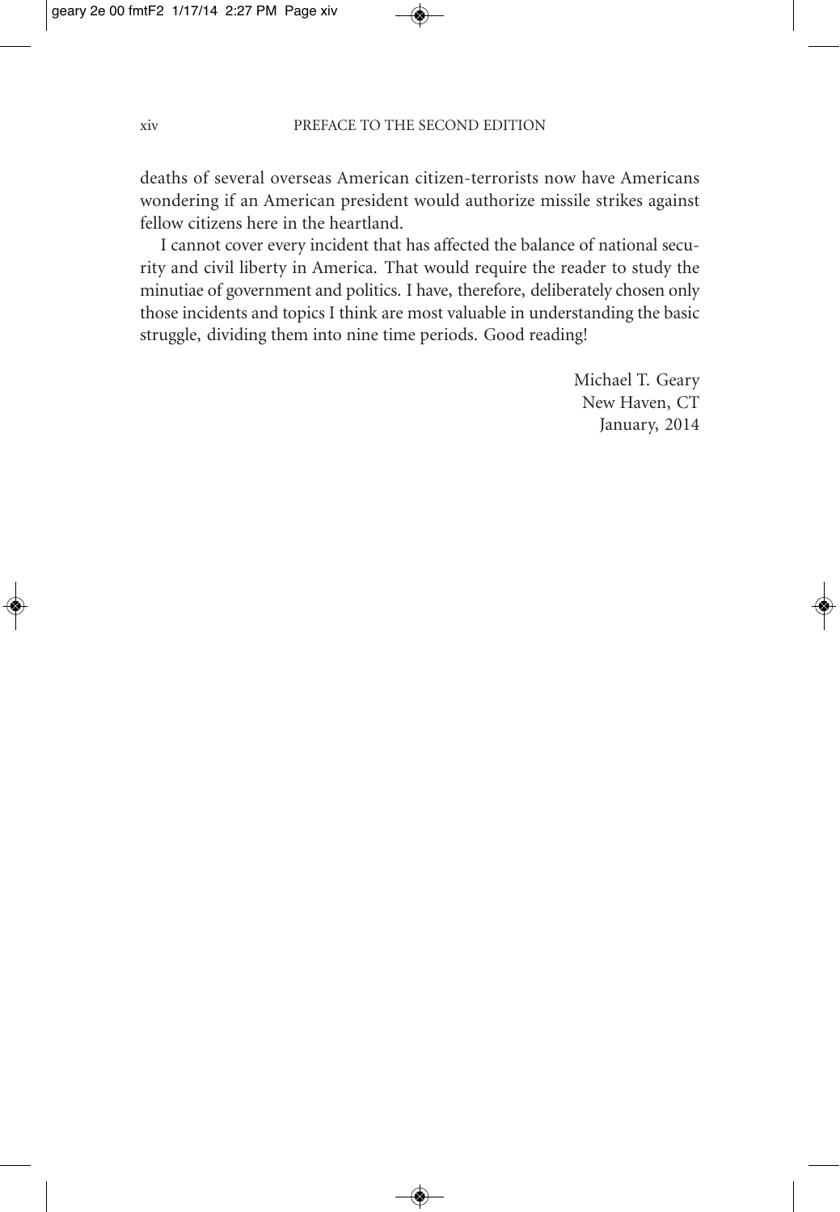deaths of several overseas American citizen-terrorists now have Americans wondering if an American president would authorize missile strikes against fellow citizens here in the heartland.

I cannot cover every incident that has affected the balance of national security and civil liberty in America. That would require the reader to study the minutiae of government and politics. I have, therefore, deliberately chosen only those incidents and topics I think are most valuable in understanding the basic struggle, dividing them into nine time periods. Good reading!

Michael T. Geary  
New Haven, CT  
January, 2014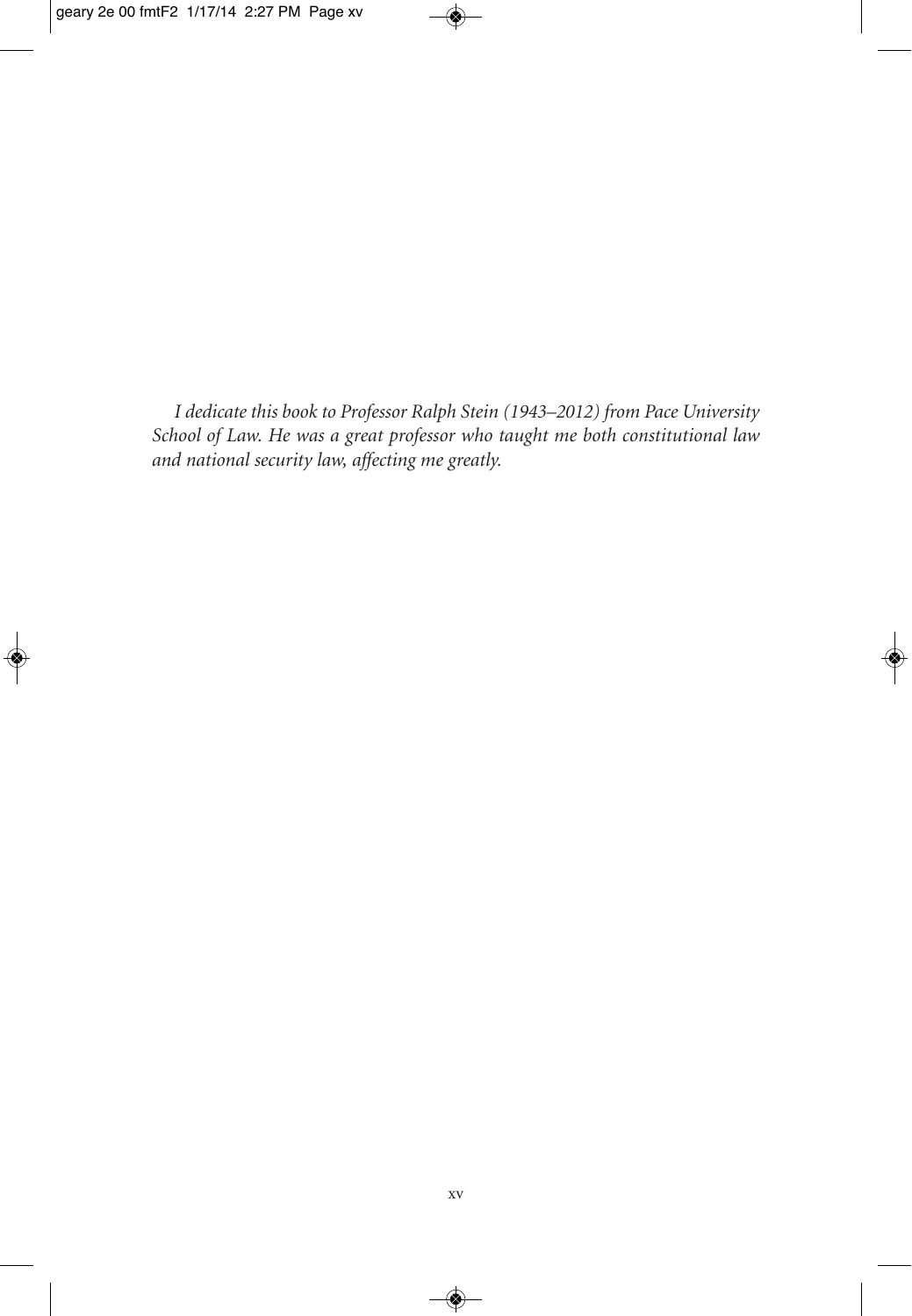*I dedicate this book to Professor Ralph Stein (1943–2012) from Pace University School of Law. He was a great professor who taught me both constitutional law and national security law, affecting me greatly.*